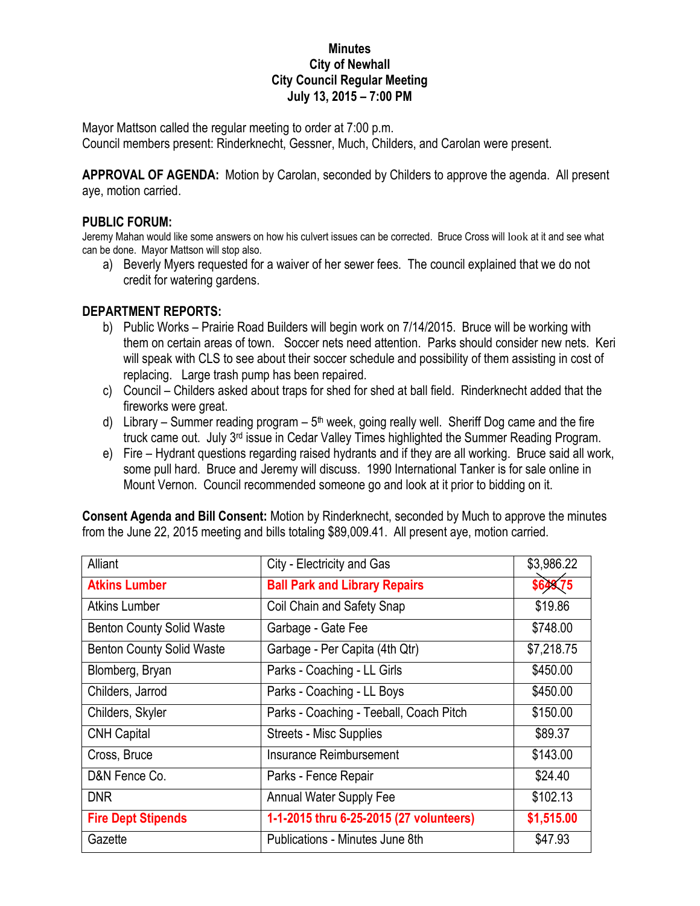**Minutes**
**City of Newhall**
**City Council Regular Meeting**
**July 13, 2015 – 7:00 PM**

Mayor Mattson called the regular meeting to order at 7:00 p.m.
Council members present: Rinderknecht, Gessner, Much, Childers, and Carolan were present.

**APPROVAL OF AGENDA:** Motion by Carolan, seconded by Childers to approve the agenda. All present aye, motion carried.

**PUBLIC FORUM:**
Jeremy Mahan would like some answers on how his culvert issues can be corrected. Bruce Cross will look at it and see what can be done. Mayor Mattson will stop also.

a) Beverly Myers requested for a waiver of her sewer fees. The council explained that we do not credit for watering gardens.

**DEPARTMENT REPORTS:**

b) Public Works – Prairie Road Builders will begin work on 7/14/2015. Bruce will be working with them on certain areas of town. Soccer nets need attention. Parks should consider new nets. Keri will speak with CLS to see about their soccer schedule and possibility of them assisting in cost of replacing. Large trash pump has been repaired.
c) Council – Childers asked about traps for shed for shed at ball field. Rinderknecht added that the fireworks were great.
d) Library – Summer reading program – 5th week, going really well. Sheriff Dog came and the fire truck came out. July 3rd issue in Cedar Valley Times highlighted the Summer Reading Program.
e) Fire – Hydrant questions regarding raised hydrants and if they are all working. Bruce said all work, some pull hard. Bruce and Jeremy will discuss. 1990 International Tanker is for sale online in Mount Vernon. Council recommended someone go and look at it prior to bidding on it.

**Consent Agenda and Bill Consent:** Motion by Rinderknecht, seconded by Much to approve the minutes from the June 22, 2015 meeting and bills totaling $89,009.41. All present aye, motion carried.

| Alliant | City - Electricity and Gas | $3,986.22 |
|---|---|---|
| **Atkins Lumber** | **Ball Park and Library Repairs** | ~~**$649.75**~~ |
| Atkins Lumber | Coil Chain and Safety Snap | $19.86 |
| Benton County Solid Waste | Garbage - Gate Fee | $748.00 |
| Benton County Solid Waste | Garbage - Per Capita (4th Qtr) | $7,218.75 |
| Blomberg, Bryan | Parks - Coaching - LL Girls | $450.00 |
| Childers, Jarrod | Parks - Coaching - LL Boys | $450.00 |
| Childers, Skyler | Parks - Coaching - Teeball, Coach Pitch | $150.00 |
| CNH Capital | Streets - Misc Supplies | $89.37 |
| Cross, Bruce | Insurance Reimbursement | $143.00 |
| D&N Fence Co. | Parks - Fence Repair | $24.40 |
| DNR | Annual Water Supply Fee | $102.13 |
| **Fire Dept Stipends** | **1-1-2015 thru 6-25-2015 (27 volunteers)** | **$1,515.00** |
| Gazette | Publications - Minutes June 8th | $47.93 |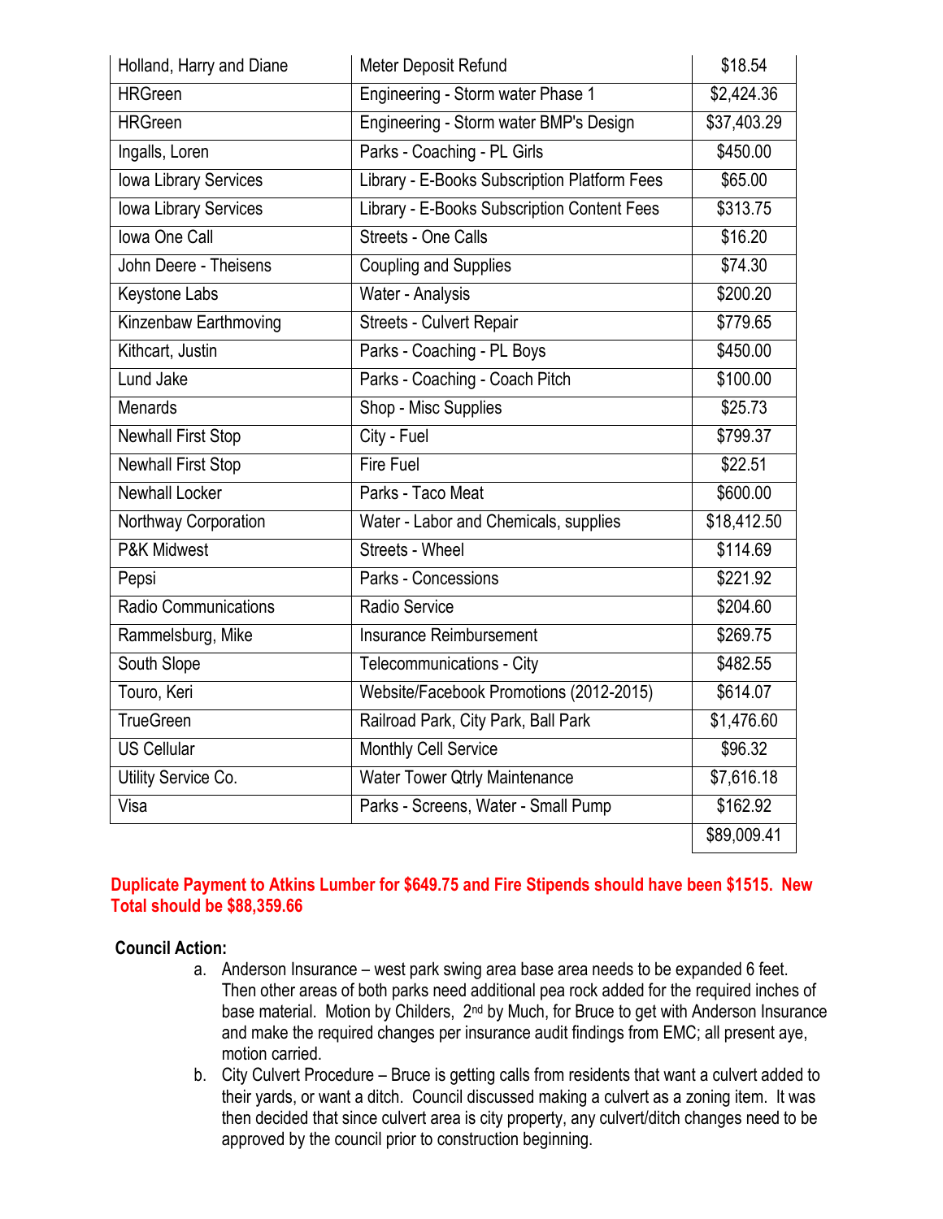| Holland, Harry and Diane | Meter Deposit Refund | $18.54 |
|---|---|---|
| HRGreen | Engineering - Storm water Phase 1 | $2,424.36 |
| HRGreen | Engineering - Storm water BMP's Design | $37,403.29 |
| Ingalls, Loren | Parks - Coaching - PL Girls | $450.00 |
| Iowa Library Services | Library - E-Books Subscription Platform Fees | $65.00 |
| Iowa Library Services | Library - E-Books Subscription Content Fees | $313.75 |
| Iowa One Call | Streets - One Calls | $16.20 |
| John Deere - Theisens | Coupling and Supplies | $74.30 |
| Keystone Labs | Water - Analysis | $200.20 |
| Kinzenbaw Earthmoving | Streets - Culvert Repair | $779.65 |
| Kithcart, Justin | Parks - Coaching - PL Boys | $450.00 |
| Lund Jake | Parks - Coaching - Coach Pitch | $100.00 |
| Menards | Shop - Misc Supplies | $25.73 |
| Newhall First Stop | City - Fuel | $799.37 |
| Newhall First Stop | Fire Fuel | $22.51 |
| Newhall Locker | Parks - Taco Meat | $600.00 |
| Northway Corporation | Water - Labor and Chemicals, supplies | $18,412.50 |
| P&K Midwest | Streets - Wheel | $114.69 |
| Pepsi | Parks - Concessions | $221.92 |
| Radio Communications | Radio Service | $204.60 |
| Rammelsburg, Mike | Insurance Reimbursement | $269.75 |
| South Slope | Telecommunications - City | $482.55 |
| Touro, Keri | Website/Facebook Promotions (2012-2015) | $614.07 |
| TrueGreen | Railroad Park, City Park, Ball Park | $1,476.60 |
| US Cellular | Monthly Cell Service | $96.32 |
| Utility Service Co. | Water Tower Qtrly Maintenance | $7,616.18 |
| Visa | Parks - Screens, Water - Small Pump | $162.92 |
| | | $89,009.41 |

**Duplicate Payment to Atkins Lumber for $649.75 and Fire Stipends should have been $1515. New Total should be $88,359.66**

**Council Action:**

a. Anderson Insurance – west park swing area base area needs to be expanded 6 feet. Then other areas of both parks need additional pea rock added for the required inches of base material. Motion by Childers, 2nd by Much, for Bruce to get with Anderson Insurance and make the required changes per insurance audit findings from EMC; all present aye, motion carried.

b. City Culvert Procedure – Bruce is getting calls from residents that want a culvert added to their yards, or want a ditch. Council discussed making a culvert as a zoning item. It was then decided that since culvert area is city property, any culvert/ditch changes need to be approved by the council prior to construction beginning.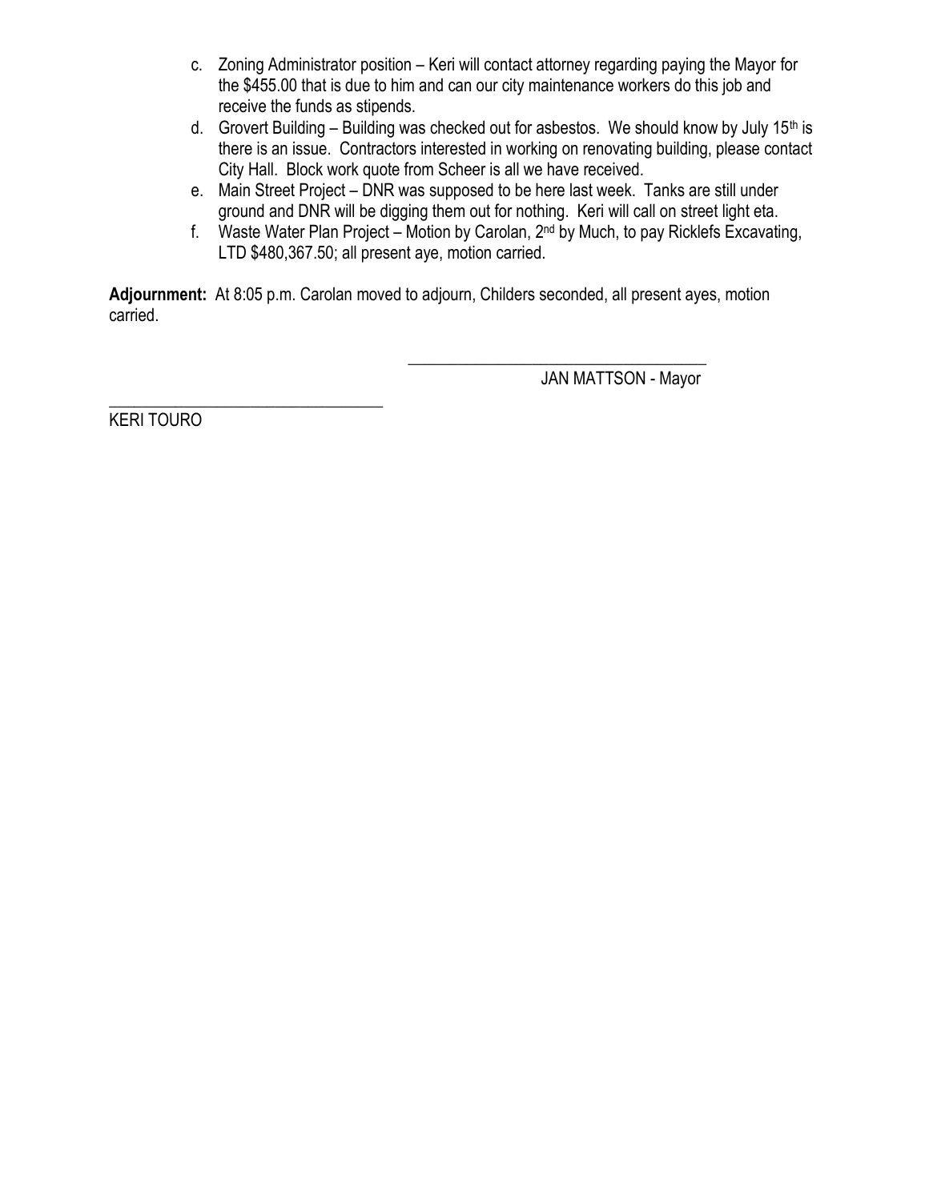c. Zoning Administrator position – Keri will contact attorney regarding paying the Mayor for the $455.00 that is due to him and can our city maintenance workers do this job and receive the funds as stipends.
d. Grovert Building – Building was checked out for asbestos. We should know by July 15th is there is an issue. Contractors interested in working on renovating building, please contact City Hall. Block work quote from Scheer is all we have received.
e. Main Street Project – DNR was supposed to be here last week. Tanks are still under ground and DNR will be digging them out for nothing. Keri will call on street light eta.
f. Waste Water Plan Project – Motion by Carolan, 2nd by Much, to pay Ricklefs Excavating, LTD $480,367.50; all present aye, motion carried.

**Adjournment:** At 8:05 p.m. Carolan moved to adjourn, Childers seconded, all present ayes, motion carried.

\_\_\_\_\_\_\_\_\_\_\_\_\_\_\_\_\_\_\_\_\_\_\_\_\_\_\_\_\_\_\_\_\_\_\_\_
JAN MATTSON - Mayor

\_\_\_\_\_\_\_\_\_\_\_\_\_\_\_\_\_\_\_\_\_\_\_\_\_\_\_\_\_\_\_\_\_\_\_\_
KERI TOURO